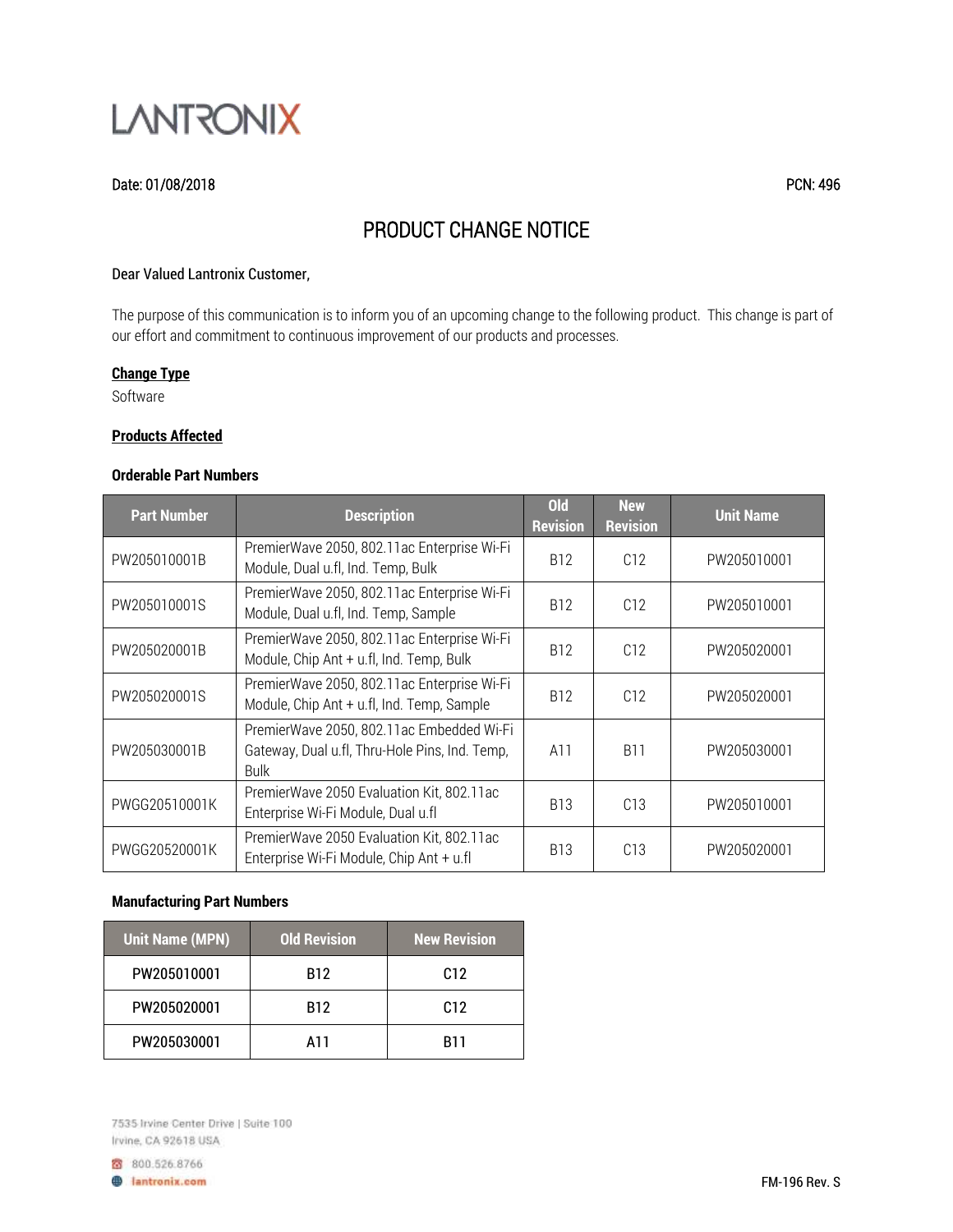LANTRONIX

Date: 01/08/2018 PCN: 496

# PRODUCT CHANGE NOTICE

Dear Valued Lantronix Customer,

The purpose of this communication is to inform you of an upcoming change to the following product. This change is part of our effort and commitment to continuous improvement of our products and processes.

**Change Type**

Software

**Products Affected**

**Orderable Part Numbers**

| Part Number | Description | Old Revision | New Revision | Unit Name |
|---|---|---|---|---|
| PW205010001B | PremierWave 2050, 802.11ac Enterprise Wi-Fi Module, Dual u.fl, Ind. Temp, Bulk | B12 | C12 | PW205010001 |
| PW205010001S | PremierWave 2050, 802.11ac Enterprise Wi-Fi Module, Dual u.fl, Ind. Temp, Sample | B12 | C12 | PW205010001 |
| PW205020001B | PremierWave 2050, 802.11ac Enterprise Wi-Fi Module, Chip Ant + u.fl, Ind. Temp, Bulk | B12 | C12 | PW205020001 |
| PW205020001S | PremierWave 2050, 802.11ac Enterprise Wi-Fi Module, Chip Ant + u.fl, Ind. Temp, Sample | B12 | C12 | PW205020001 |
| PW205030001B | PremierWave 2050, 802.11ac Embedded Wi-Fi Gateway, Dual u.fl, Thru-Hole Pins, Ind. Temp, Bulk | A11 | B11 | PW205030001 |
| PWGG20510001K | PremierWave 2050 Evaluation Kit, 802.11ac Enterprise Wi-Fi Module, Dual u.fl | B13 | C13 | PW205010001 |
| PWGG20520001K | PremierWave 2050 Evaluation Kit, 802.11ac Enterprise Wi-Fi Module, Chip Ant + u.fl | B13 | C13 | PW205020001 |

**Manufacturing Part Numbers**

| Unit Name (MPN) | Old Revision | New Revision |
|---|---|---|
| PW205010001 | B12 | C12 |
| PW205020001 | B12 | C12 |
| PW205030001 | A11 | B11 |

7535 Irvine Center Drive | Suite 100
Irvine, CA 92618 USA

800.526.8766

lantronix.com

FM-196 Rev. S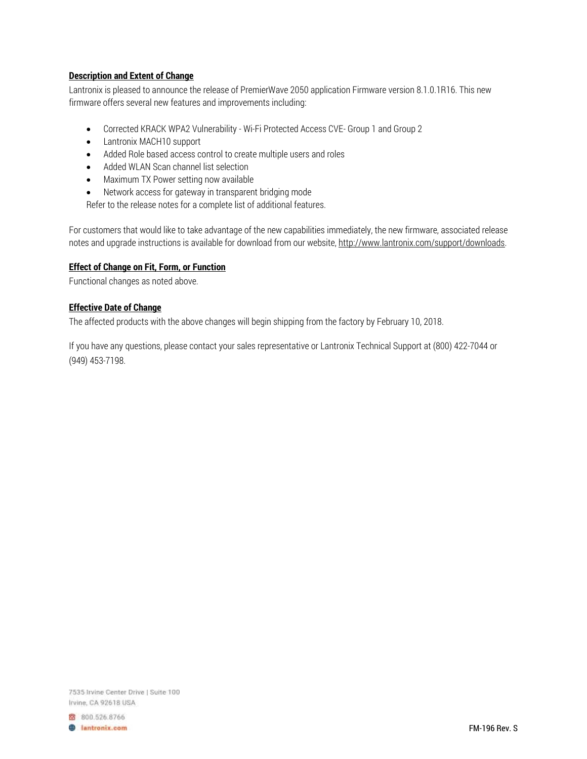**Description and Extent of Change**

Lantronix is pleased to announce the release of PremierWave 2050 application Firmware version 8.1.0.1R16. This new firmware offers several new features and improvements including:

- Corrected KRACK WPA2 Vulnerability - Wi-Fi Protected Access CVE- Group 1 and Group 2
- Lantronix MACH10 support
- Added Role based access control to create multiple users and roles
- Added WLAN Scan channel list selection
- Maximum TX Power setting now available
- Network access for gateway in transparent bridging mode

Refer to the release notes for a complete list of additional features.

For customers that would like to take advantage of the new capabilities immediately, the new firmware, associated release notes and upgrade instructions is available for download from our website, http://www.lantronix.com/support/downloads.

**Effect of Change on Fit, Form, or Function**

Functional changes as noted above.

**Effective Date of Change**

The affected products with the above changes will begin shipping from the factory by February 10, 2018.

If you have any questions, please contact your sales representative or Lantronix Technical Support at (800) 422-7044 or (949) 453-7198.

7535 Irvine Center Drive | Suite 100
Irvine, CA 92618 USA

800.526.8766
lantronix.com

FM-196 Rev. S